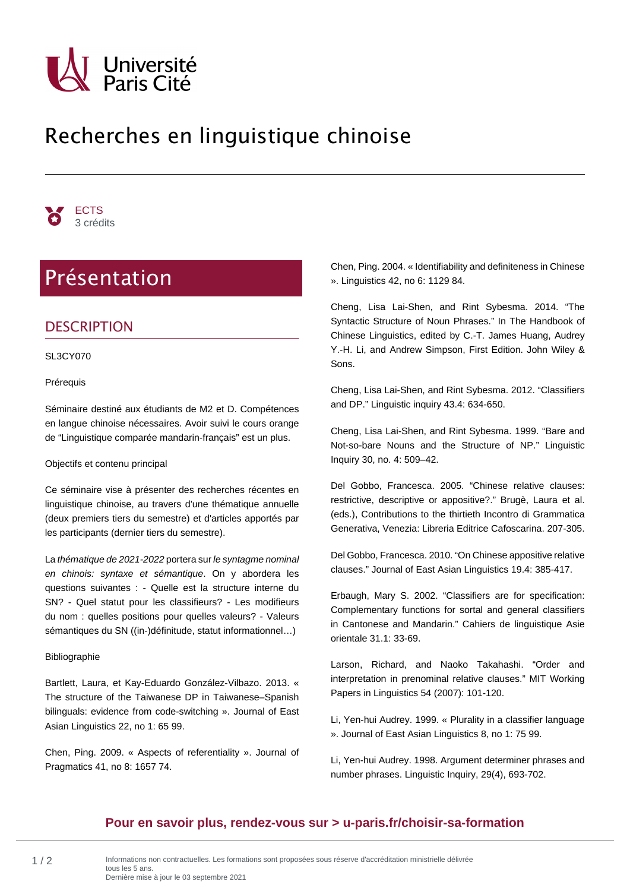Université Paris Cité

# Recherches en linguistique chinoise

ECTS
3 crédits

## Présentation

### DESCRIPTION

SL3CY070

Prérequis

Séminaire destiné aux étudiants de M2 et D. Compétences en langue chinoise nécessaires. Avoir suivi le cours orange de “Linguistique comparée mandarin-français” est un plus.

Objectifs et contenu principal

Ce séminaire vise à présenter des recherches récentes en linguistique chinoise, au travers d'une thématique annuelle (deux premiers tiers du semestre) et d'articles apportés par les participants (dernier tiers du semestre).

La *thématique de 2021-2022* portera sur *le syntagme nominal en chinois: syntaxe et sémantique*. On y abordera les questions suivantes : - Quelle est la structure interne du SN? - Quel statut pour les classifieurs? - Les modifieurs du nom : quelles positions pour quelles valeurs? - Valeurs sémantiques du SN ((in-)définitude, statut informationnel…)

Bibliographie

Bartlett, Laura, et Kay-Eduardo González-Vilbazo. 2013. « The structure of the Taiwanese DP in Taiwanese–Spanish bilinguals: evidence from code-switching ». Journal of East Asian Linguistics 22, no 1: 65 99.

Chen, Ping. 2009. « Aspects of referentiality ». Journal of Pragmatics 41, no 8: 1657 74.

Chen, Ping. 2004. « Identifiability and definiteness in Chinese ». Linguistics 42, no 6: 1129 84.

Cheng, Lisa Lai-Shen, and Rint Sybesma. 2014. “The Syntactic Structure of Noun Phrases.” In The Handbook of Chinese Linguistics, edited by C.-T. James Huang, Audrey Y.-H. Li, and Andrew Simpson, First Edition. John Wiley & Sons.

Cheng, Lisa Lai-Shen, and Rint Sybesma. 2012. “Classifiers and DP.” Linguistic inquiry 43.4: 634-650.

Cheng, Lisa Lai-Shen, and Rint Sybesma. 1999. “Bare and Not-so-bare Nouns and the Structure of NP.” Linguistic Inquiry 30, no. 4: 509–42.

Del Gobbo, Francesca. 2005. “Chinese relative clauses: restrictive, descriptive or appositive?.” Brugè, Laura et al. (eds.), Contributions to the thirtieth Incontro di Grammatica Generativa, Venezia: Libreria Editrice Cafoscarina. 207-305.

Del Gobbo, Francesca. 2010. “On Chinese appositive relative clauses.” Journal of East Asian Linguistics 19.4: 385-417.

Erbaugh, Mary S. 2002. “Classifiers are for specification: Complementary functions for sortal and general classifiers in Cantonese and Mandarin.” Cahiers de linguistique Asie orientale 31.1: 33-69.

Larson, Richard, and Naoko Takahashi. “Order and interpretation in prenominal relative clauses.” MIT Working Papers in Linguistics 54 (2007): 101-120.

Li, Yen-hui Audrey. 1999. « Plurality in a classifier language ». Journal of East Asian Linguistics 8, no 1: 75 99.

Li, Yen-hui Audrey. 1998. Argument determiner phrases and number phrases. Linguistic Inquiry, 29(4), 693-702.

**Pour en savoir plus, rendez-vous sur > u-paris.fr/choisir-sa-formation**

Informations non contractuelles. Les formations sont proposées sous réserve d'accréditation ministérielle délivrée tous les 5 ans.
Dernière mise à jour le 03 septembre 2021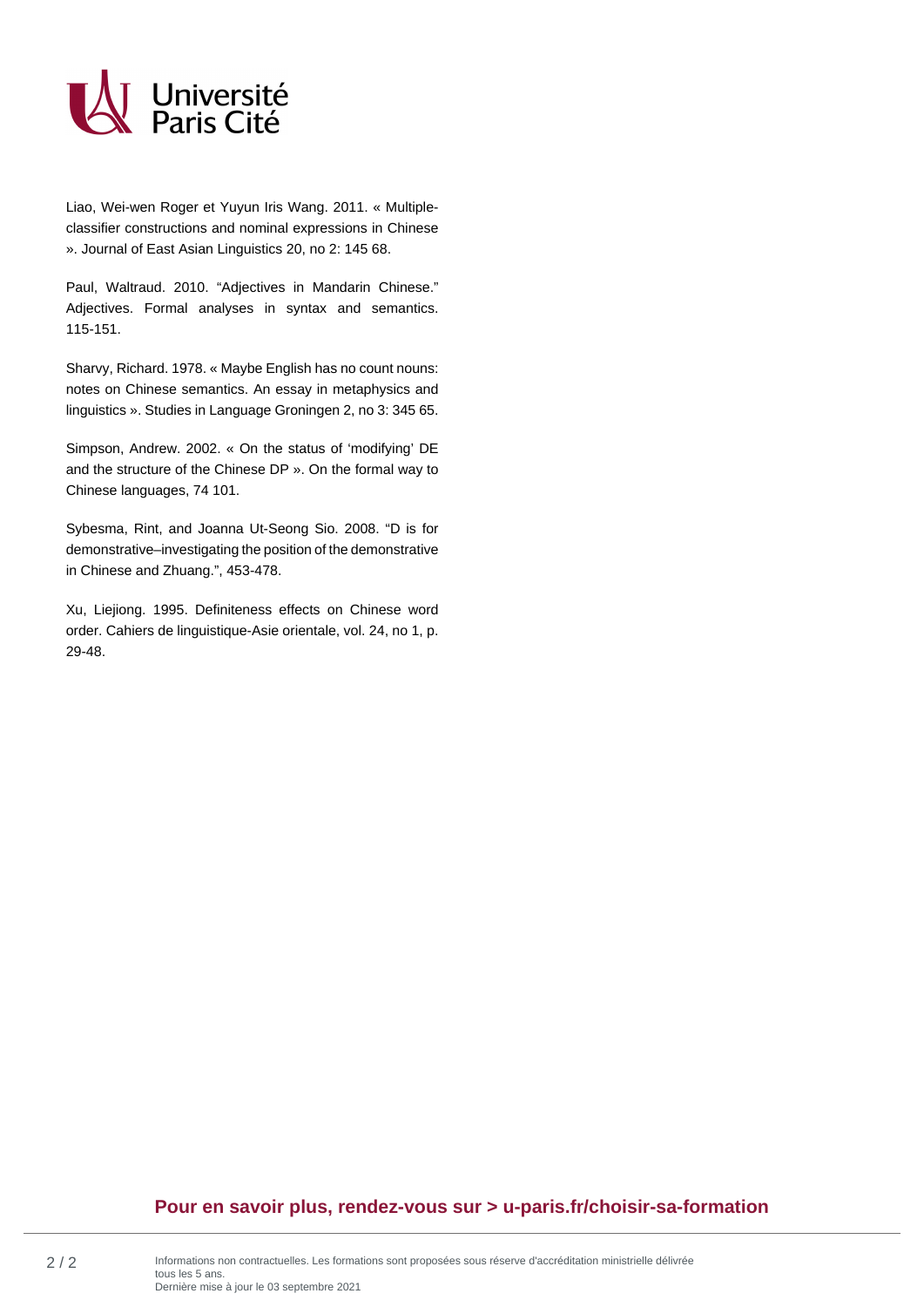Liao, Wei-wen Roger et Yuyun Iris Wang. 2011. « Multiple-classifier constructions and nominal expressions in Chinese ». Journal of East Asian Linguistics 20, no 2: 145 68.

Paul, Waltraud. 2010. “Adjectives in Mandarin Chinese.” Adjectives. Formal analyses in syntax and semantics. 115-151.

Sharvy, Richard. 1978. « Maybe English has no count nouns: notes on Chinese semantics. An essay in metaphysics and linguistics ». Studies in Language Groningen 2, no 3: 345 65.

Simpson, Andrew. 2002. « On the status of ‘modifying’ DE and the structure of the Chinese DP ». On the formal way to Chinese languages, 74 101.

Sybesma, Rint, and Joanna Ut-Seong Sio. 2008. “D is for demonstrative–investigating the position of the demonstrative in Chinese and Zhuang.”, 453-478.

Xu, Liejiong. 1995. Definiteness effects on Chinese word order. Cahiers de linguistique-Asie orientale, vol. 24, no 1, p. 29-48.

**Pour en savoir plus, rendez-vous sur > u-paris.fr/choisir-sa-formation**

Informations non contractuelles. Les formations sont proposées sous réserve d'accréditation ministrielle délivrée tous les 5 ans.
Dernière mise à jour le 03 septembre 2021